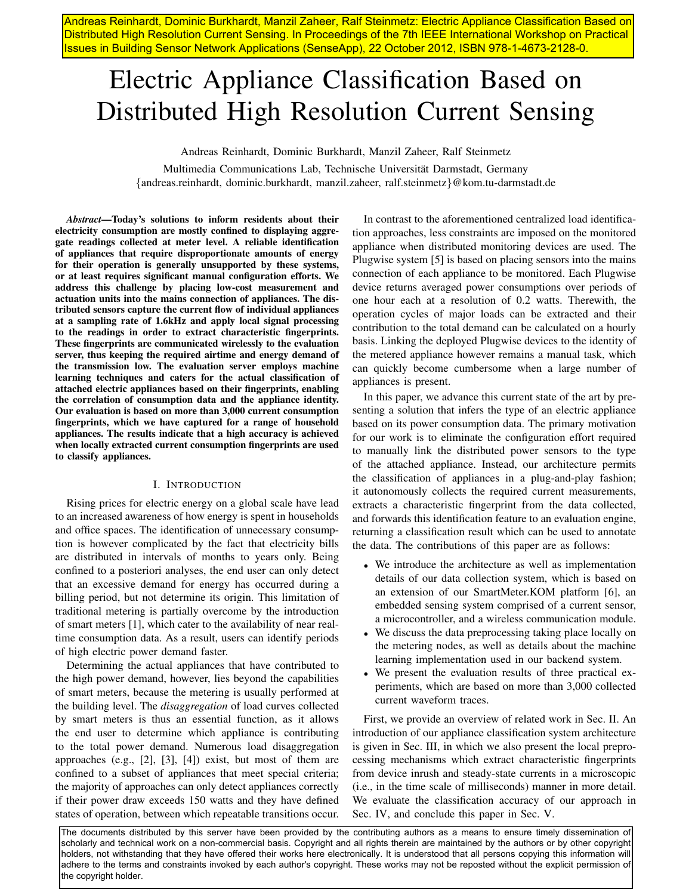Andreas Reinhardt, Dominic Burkhardt, Manzil Zaheer, Ralf Steinmetz: Electric Appliance Classification Based on Distributed High Resolution Current Sensing. In Proceedings of the 7th IEEE International Workshop on Practical Issues in Building Sensor Network Applications (SenseApp), 22 October 2012, ISBN 978-1-4673-2128-0.

# Electric Appliance Classification Based on Distributed High Resolution Current Sensing

Andreas Reinhardt, Dominic Burkhardt, Manzil Zaheer, Ralf Steinmetz

Multimedia Communications Lab, Technische Universität Darmstadt, Germany
{andreas.reinhardt, dominic.burkhardt, manzil.zaheer, ralf.steinmetz}@kom.tu-darmstadt.de

***Abstract*—Today's solutions to inform residents about their electricity consumption are mostly confined to displaying aggregate readings collected at meter level. A reliable identification of appliances that require disproportionate amounts of energy for their operation is generally unsupported by these systems, or at least requires significant manual configuration efforts. We address this challenge by placing low-cost measurement and actuation units into the mains connection of appliances. The distributed sensors capture the current flow of individual appliances at a sampling rate of 1.6kHz and apply local signal processing to the readings in order to extract characteristic fingerprints. These fingerprints are communicated wirelessly to the evaluation server, thus keeping the required airtime and energy demand of the transmission low. The evaluation server employs machine learning techniques and caters for the actual classification of attached electric appliances based on their fingerprints, enabling the correlation of consumption data and the appliance identity. Our evaluation is based on more than 3,000 current consumption fingerprints, which we have captured for a range of household appliances. The results indicate that a high accuracy is achieved when locally extracted current consumption fingerprints are used to classify appliances.**

## I. Introduction

Rising prices for electric energy on a global scale have lead to an increased awareness of how energy is spent in households and office spaces. The identification of unnecessary consumption is however complicated by the fact that electricity bills are distributed in intervals of months to years only. Being confined to a posteriori analyses, the end user can only detect that an excessive demand for energy has occurred during a billing period, but not determine its origin. This limitation of traditional metering is partially overcome by the introduction of smart meters [1], which cater to the availability of near real-time consumption data. As a result, users can identify periods of high electric power demand faster.

Determining the actual appliances that have contributed to the high power demand, however, lies beyond the capabilities of smart meters, because the metering is usually performed at the building level. The *disaggregation* of load curves collected by smart meters is thus an essential function, as it allows the end user to determine which appliance is contributing to the total power demand. Numerous load disaggregation approaches (e.g., [2], [3], [4]) exist, but most of them are confined to a subset of appliances that meet special criteria; the majority of approaches can only detect appliances correctly if their power draw exceeds 150 watts and they have defined states of operation, between which repeatable transitions occur.

In contrast to the aforementioned centralized load identification approaches, less constraints are imposed on the monitored appliance when distributed monitoring devices are used. The Plugwise system [5] is based on placing sensors into the mains connection of each appliance to be monitored. Each Plugwise device returns averaged power consumptions over periods of one hour each at a resolution of 0.2 watts. Therewith, the operation cycles of major loads can be extracted and their contribution to the total demand can be calculated on a hourly basis. Linking the deployed Plugwise devices to the identity of the metered appliance however remains a manual task, which can quickly become cumbersome when a large number of appliances is present.

In this paper, we advance this current state of the art by presenting a solution that infers the type of an electric appliance based on its power consumption data. The primary motivation for our work is to eliminate the configuration effort required to manually link the distributed power sensors to the type of the attached appliance. Instead, our architecture permits the classification of appliances in a plug-and-play fashion; it autonomously collects the required current measurements, extracts a characteristic fingerprint from the data collected, and forwards this identification feature to an evaluation engine, returning a classification result which can be used to annotate the data. The contributions of this paper are as follows:

- We introduce the architecture as well as implementation details of our data collection system, which is based on an extension of our SmartMeter.KOM platform [6], an embedded sensing system comprised of a current sensor, a microcontroller, and a wireless communication module.
- We discuss the data preprocessing taking place locally on the metering nodes, as well as details about the machine learning implementation used in our backend system.
- We present the evaluation results of three practical experiments, which are based on more than 3,000 collected current waveform traces.

First, we provide an overview of related work in Sec. II. An introduction of our appliance classification system architecture is given in Sec. III, in which we also present the local preprocessing mechanisms which extract characteristic fingerprints from device inrush and steady-state currents in a microscopic (i.e., in the time scale of milliseconds) manner in more detail. We evaluate the classification accuracy of our approach in Sec. IV, and conclude this paper in Sec. V.

The documents distributed by this server have been provided by the contributing authors as a means to ensure timely dissemination of scholarly and technical work on a non-commercial basis. Copyright and all rights therein are maintained by the authors or by other copyright holders, not withstanding that they have offered their works here electronically. It is understood that all persons copying this information will adhere to the terms and constraints invoked by each author's copyright. These works may not be reposted without the explicit permission of the copyright holder.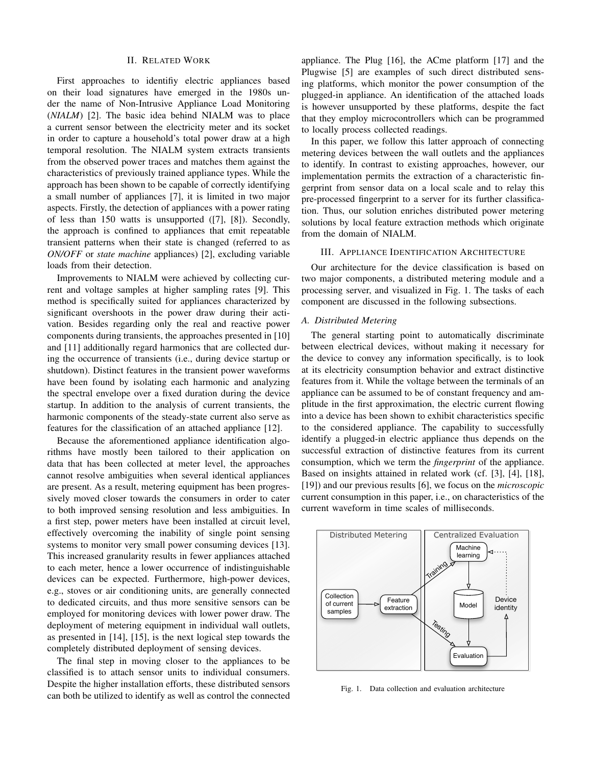## II. Related Work

First approaches to identifiy electric appliances based on their load signatures have emerged in the 1980s under the name of Non-Intrusive Appliance Load Monitoring (*NIALM*) [2]. The basic idea behind NIALM was to place a current sensor between the electricity meter and its socket in order to capture a household's total power draw at a high temporal resolution. The NIALM system extracts transients from the observed power traces and matches them against the characteristics of previously trained appliance types. While the approach has been shown to be capable of correctly identifying a small number of appliances [7], it is limited in two major aspects. Firstly, the detection of appliances with a power rating of less than 150 watts is unsupported ([7], [8]). Secondly, the approach is confined to appliances that emit repeatable transient patterns when their state is changed (referred to as *ON/OFF* or *state machine* appliances) [2], excluding variable loads from their detection.

Improvements to NIALM were achieved by collecting current and voltage samples at higher sampling rates [9]. This method is specifically suited for appliances characterized by significant overshoots in the power draw during their activation. Besides regarding only the real and reactive power components during transients, the approaches presented in [10] and [11] additionally regard harmonics that are collected during the occurrence of transients (i.e., during device startup or shutdown). Distinct features in the transient power waveforms have been found by isolating each harmonic and analyzing the spectral envelope over a fixed duration during the device startup. In addition to the analysis of current transients, the harmonic components of the steady-state current also serve as features for the classification of an attached appliance [12].

Because the aforementioned appliance identification algorithms have mostly been tailored to their application on data that has been collected at meter level, the approaches cannot resolve ambiguities when several identical appliances are present. As a result, metering equipment has been progressively moved closer towards the consumers in order to cater to both improved sensing resolution and less ambiguities. In a first step, power meters have been installed at circuit level, effectively overcoming the inability of single point sensing systems to monitor very small power consuming devices [13]. This increased granularity results in fewer appliances attached to each meter, hence a lower occurrence of indistinguishable devices can be expected. Furthermore, high-power devices, e.g., stoves or air conditioning units, are generally connected to dedicated circuits, and thus more sensitive sensors can be employed for monitoring devices with lower power draw. The deployment of metering equipment in individual wall outlets, as presented in [14], [15], is the next logical step towards the completely distributed deployment of sensing devices.

The final step in moving closer to the appliances to be classified is to attach sensor units to individual consumers. Despite the higher installation efforts, these distributed sensors can both be utilized to identify as well as control the connected appliance. The Plug [16], the ACme platform [17] and the Plugwise [5] are examples of such direct distributed sensing platforms, which monitor the power consumption of the plugged-in appliance. An identification of the attached loads is however unsupported by these platforms, despite the fact that they employ microcontrollers which can be programmed to locally process collected readings.

In this paper, we follow this latter approach of connecting metering devices between the wall outlets and the appliances to identify. In contrast to existing approaches, however, our implementation permits the extraction of a characteristic fingerprint from sensor data on a local scale and to relay this pre-processed fingerprint to a server for its further classification. Thus, our solution enriches distributed power metering solutions by local feature extraction methods which originate from the domain of NIALM.

## III. Appliance Identification Architecture

Our architecture for the device classification is based on two major components, a distributed metering module and a processing server, and visualized in Fig. 1. The tasks of each component are discussed in the following subsections.

### A. Distributed Metering

The general starting point to automatically discriminate between electrical devices, without making it necessary for the device to convey any information specifically, is to look at its electricity consumption behavior and extract distinctive features from it. While the voltage between the terminals of an appliance can be assumed to be of constant frequency and amplitude in the first approximation, the electric current flowing into a device has been shown to exhibit characteristics specific to the considered appliance. The capability to successfully identify a plugged-in electric appliance thus depends on the successful extraction of distinctive features from its current consumption, which we term the *fingerprint* of the appliance. Based on insights attained in related work (cf. [3], [4], [18], [19]) and our previous results [6], we focus on the *microscopic* current consumption in this paper, i.e., on characteristics of the current waveform in time scales of milliseconds.

Fig. 1. Data collection and evaluation architecture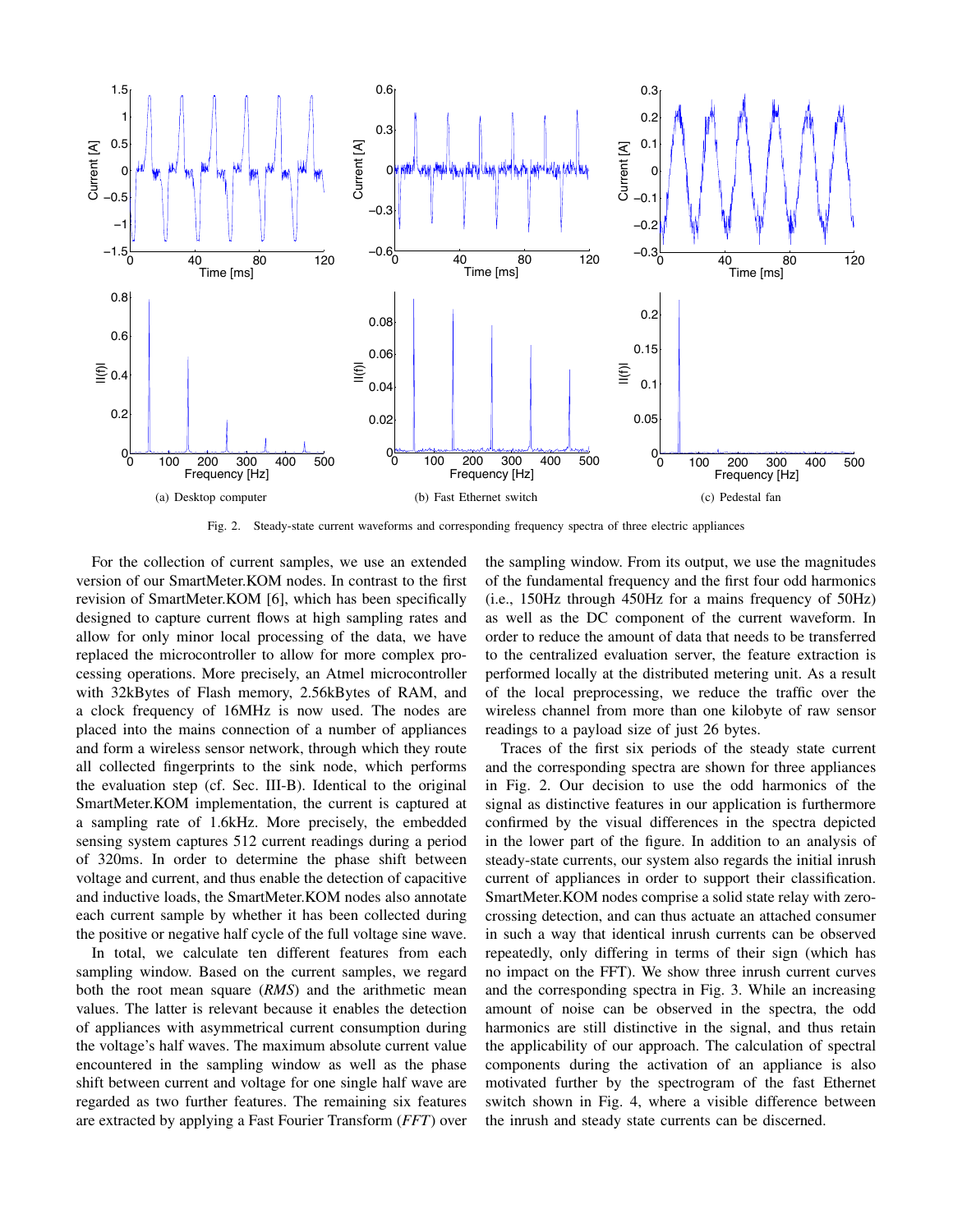(a) Desktop computer

(b) Fast Ethernet switch

(c) Pedestal fan

Fig. 2. Steady-state current waveforms and corresponding frequency spectra of three electric appliances

For the collection of current samples, we use an extended version of our SmartMeter.KOM nodes. In contrast to the first revision of SmartMeter.KOM [6], which has been specifically designed to capture current flows at high sampling rates and allow for only minor local processing of the data, we have replaced the microcontroller to allow for more complex processing operations. More precisely, an Atmel microcontroller with 32kBytes of Flash memory, 2.56kBytes of RAM, and a clock frequency of 16MHz is now used. The nodes are placed into the mains connection of a number of appliances and form a wireless sensor network, through which they route all collected fingerprints to the sink node, which performs the evaluation step (cf. Sec. III-B). Identical to the original SmartMeter.KOM implementation, the current is captured at a sampling rate of 1.6kHz. More precisely, the embedded sensing system captures 512 current readings during a period of 320ms. In order to determine the phase shift between voltage and current, and thus enable the detection of capacitive and inductive loads, the SmartMeter.KOM nodes also annotate each current sample by whether it has been collected during the positive or negative half cycle of the full voltage sine wave.

In total, we calculate ten different features from each sampling window. Based on the current samples, we regard both the root mean square (*RMS*) and the arithmetic mean values. The latter is relevant because it enables the detection of appliances with asymmetrical current consumption during the voltage's half waves. The maximum absolute current value encountered in the sampling window as well as the phase shift between current and voltage for one single half wave are regarded as two further features. The remaining six features are extracted by applying a Fast Fourier Transform (*FFT*) over the sampling window. From its output, we use the magnitudes of the fundamental frequency and the first four odd harmonics (i.e., 150Hz through 450Hz for a mains frequency of 50Hz) as well as the DC component of the current waveform. In order to reduce the amount of data that needs to be transferred to the centralized evaluation server, the feature extraction is performed locally at the distributed metering unit. As a result of the local preprocessing, we reduce the traffic over the wireless channel from more than one kilobyte of raw sensor readings to a payload size of just 26 bytes.

Traces of the first six periods of the steady state current and the corresponding spectra are shown for three appliances in Fig. 2. Our decision to use the odd harmonics of the signal as distinctive features in our application is furthermore confirmed by the visual differences in the spectra depicted in the lower part of the figure. In addition to an analysis of steady-state currents, our system also regards the initial inrush current of appliances in order to support their classification. SmartMeter.KOM nodes comprise a solid state relay with zero-crossing detection, and can thus actuate an attached consumer in such a way that identical inrush currents can be observed repeatedly, only differing in terms of their sign (which has no impact on the FFT). We show three inrush current curves and the corresponding spectra in Fig. 3. While an increasing amount of noise can be observed in the spectra, the odd harmonics are still distinctive in the signal, and thus retain the applicability of our approach. The calculation of spectral components during the activation of an appliance is also motivated further by the spectrogram of the fast Ethernet switch shown in Fig. 4, where a visible difference between the inrush and steady state currents can be discerned.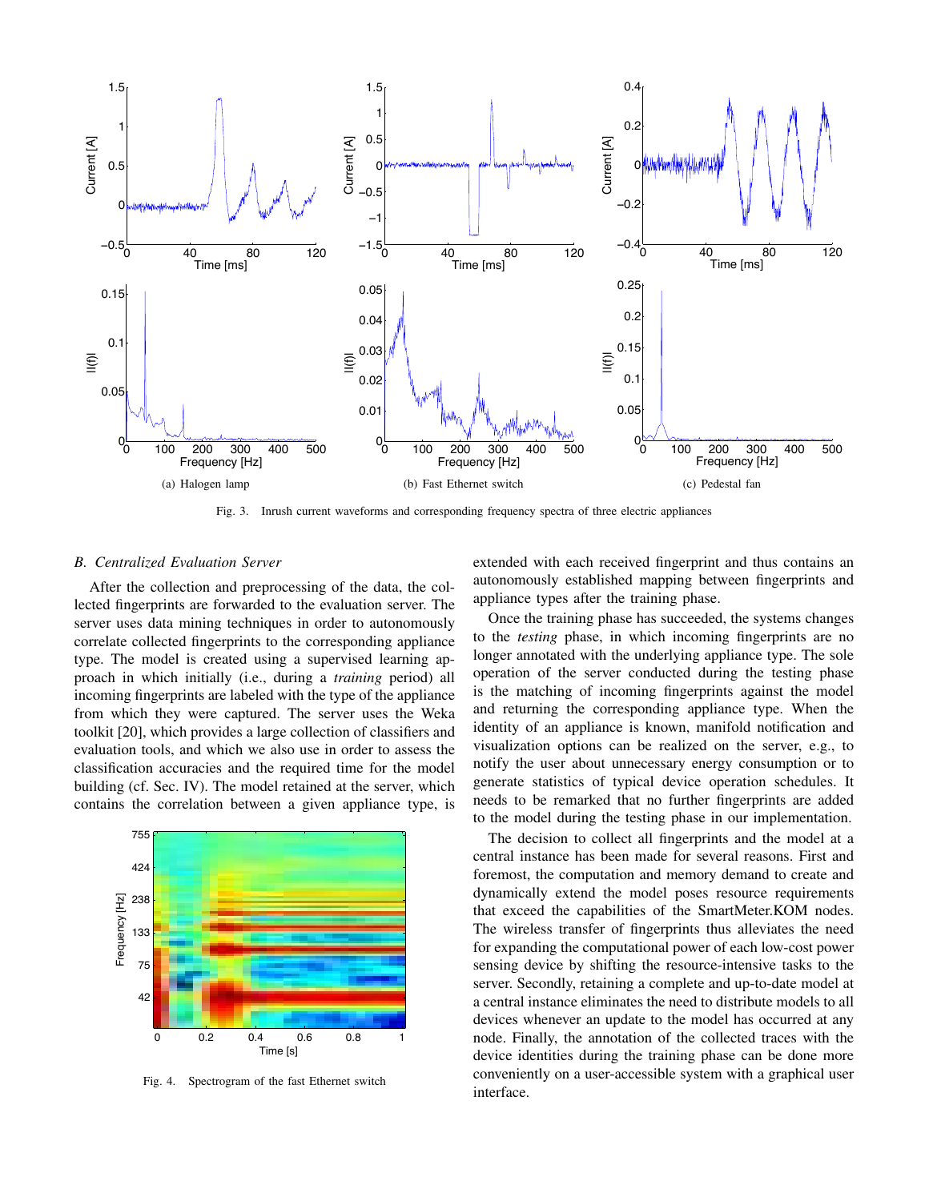Current [A]

Time [ms]

I(f)|

Frequency [Hz]

(a) Halogen lamp

(b) Fast Ethernet switch

(c) Pedestal fan

Fig. 3. Inrush current waveforms and corresponding frequency spectra of three electric appliances

### B. Centralized Evaluation Server

After the collection and preprocessing of the data, the collected fingerprints are forwarded to the evaluation server. The server uses data mining techniques in order to autonomously correlate collected fingerprints to the corresponding appliance type. The model is created using a supervised learning approach in which initially (i.e., during a *training* period) all incoming fingerprints are labeled with the type of the appliance from which they were captured. The server uses the Weka toolkit [20], which provides a large collection of classifiers and evaluation tools, and which we also use in order to assess the classification accuracies and the required time for the model building (cf. Sec. IV). The model retained at the server, which contains the correlation between a given appliance type, is extended with each received fingerprint and thus contains an autonomously established mapping between fingerprints and appliance types after the training phase.

Frequency [Hz]

Time [s]

Fig. 4. Spectrogram of the fast Ethernet switch

Once the training phase has succeeded, the systems changes to the *testing* phase, in which incoming fingerprints are no longer annotated with the underlying appliance type. The sole operation of the server conducted during the testing phase is the matching of incoming fingerprints against the model and returning the corresponding appliance type. When the identity of an appliance is known, manifold notification and visualization options can be realized on the server, e.g., to notify the user about unnecessary energy consumption or to generate statistics of typical device operation schedules. It needs to be remarked that no further fingerprints are added to the model during the testing phase in our implementation.

The decision to collect all fingerprints and the model at a central instance has been made for several reasons. First and foremost, the computation and memory demand to create and dynamically extend the model poses resource requirements that exceed the capabilities of the SmartMeter.KOM nodes. The wireless transfer of fingerprints thus alleviates the need for expanding the computational power of each low-cost power sensing device by shifting the resource-intensive tasks to the server. Secondly, retaining a complete and up-to-date model at a central instance eliminates the need to distribute models to all devices whenever an update to the model has occurred at any node. Finally, the annotation of the collected traces with the device identities during the training phase can be done more conveniently on a user-accessible system with a graphical user interface.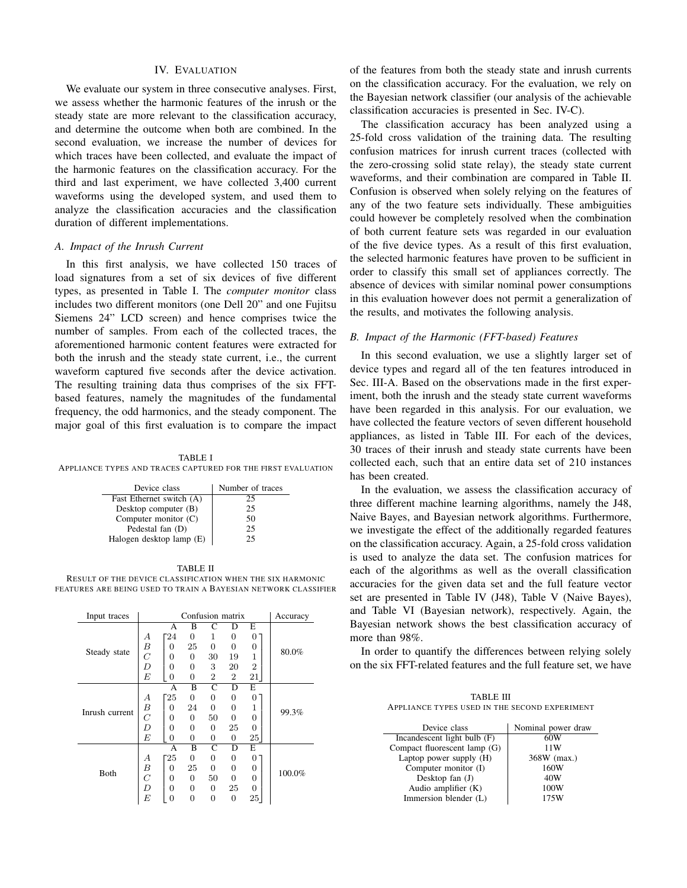## IV. Evaluation

We evaluate our system in three consecutive analyses. First, we assess whether the harmonic features of the inrush or the steady state are more relevant to the classification accuracy, and determine the outcome when both are combined. In the second evaluation, we increase the number of devices for which traces have been collected, and evaluate the impact of the harmonic features on the classification accuracy. For the third and last experiment, we have collected 3,400 current waveforms using the developed system, and used them to analyze the classification accuracies and the classification duration of different implementations.

### A. Impact of the Inrush Current

In this first analysis, we have collected 150 traces of load signatures from a set of six devices of five different types, as presented in Table I. The *computer monitor* class includes two different monitors (one Dell 20" and one Fujitsu Siemens 24" LCD screen) and hence comprises twice the number of samples. From each of the collected traces, the aforementioned harmonic content features were extracted for both the inrush and the steady state current, i.e., the current waveform captured five seconds after the device activation. The resulting training data thus comprises of the six FFT-based features, namely the magnitudes of the fundamental frequency, the odd harmonics, and the steady component. The major goal of this first evaluation is to compare the impact of the features from both the steady state and inrush currents on the classification accuracy. For the evaluation, we rely on the Bayesian network classifier (our analysis of the achievable classification accuracies is presented in Sec. IV-C).

TABLE I
Appliance types and traces captured for the first evaluation

| Device class | Number of traces |
|---|---|
| Fast Ethernet switch (A) | 25 |
| Desktop computer (B) | 25 |
| Computer monitor (C) | 50 |
| Pedestal fan (D) | 25 |
| Halogen desktop lamp (E) | 25 |

TABLE II
Result of the device classification when the six harmonic features are being used to train a Bayesian network classifier

| Input traces | | A | B | C | D | E | Accuracy |
|---|---|---|---|---|---|---|---|
| Steady state | $A$ | 24 | 0 | 1 | 0 | 0 | 80.0% |
| | $B$ | 0 | 25 | 0 | 0 | 0 | |
| | $C$ | 0 | 0 | 30 | 19 | 1 | |
| | $D$ | 0 | 0 | 3 | 20 | 2 | |
| | $E$ | 0 | 0 | 2 | 2 | 21 | |
| Inrush current | $A$ | 25 | 0 | 0 | 0 | 0 | 99.3% |
| | $B$ | 0 | 24 | 0 | 0 | 1 | |
| | $C$ | 0 | 0 | 50 | 0 | 0 | |
| | $D$ | 0 | 0 | 0 | 25 | 0 | |
| | $E$ | 0 | 0 | 0 | 0 | 25 | |
| Both | $A$ | 25 | 0 | 0 | 0 | 0 | 100.0% |
| | $B$ | 0 | 25 | 0 | 0 | 0 | |
| | $C$ | 0 | 0 | 50 | 0 | 0 | |
| | $D$ | 0 | 0 | 0 | 25 | 0 | |
| | $E$ | 0 | 0 | 0 | 0 | 25 | |

The classification accuracy has been analyzed using a 25-fold cross validation of the training data. The resulting confusion matrices for inrush current traces (collected with the zero-crossing solid state relay), the steady state current waveforms, and their combination are compared in Table II. Confusion is observed when solely relying on the features of any of the two feature sets individually. These ambiguities could however be completely resolved when the combination of both current feature sets was regarded in our evaluation of the five device types. As a result of this first evaluation, the selected harmonic features have proven to be sufficient in order to classify this small set of appliances correctly. The absence of devices with similar nominal power consumptions in this evaluation however does not permit a generalization of the results, and motivates the following analysis.

### B. Impact of the Harmonic (FFT-based) Features

In this second evaluation, we use a slightly larger set of device types and regard all of the ten features introduced in Sec. III-A. Based on the observations made in the first experiment, both the inrush and the steady state current waveforms have been regarded in this analysis. For our evaluation, we have collected the feature vectors of seven different household appliances, as listed in Table III. For each of the devices, 30 traces of their inrush and steady state currents have been collected each, such that an entire data set of 210 instances has been created.

In the evaluation, we assess the classification accuracy of three different machine learning algorithms, namely the J48, Naive Bayes, and Bayesian network algorithms. Furthermore, we investigate the effect of the additionally regarded features on the classification accuracy. Again, a 25-fold cross validation is used to analyze the data set. The confusion matrices for each of the algorithms as well as the overall classification accuracies for the given data set and the full feature vector set are presented in Table IV (J48), Table V (Naive Bayes), and Table VI (Bayesian network), respectively. Again, the Bayesian network shows the best classification accuracy of more than 98%.

In order to quantify the differences between relying solely on the six FFT-related features and the full feature set, we have

TABLE III
Appliance types used in the second experiment

| Device class | Nominal power draw |
|---|---|
| Incandescent light bulb (F) | 60W |
| Compact fluorescent lamp (G) | 11W |
| Laptop power supply (H) | 368W (max.) |
| Computer monitor (I) | 160W |
| Desktop fan (J) | 40W |
| Audio amplifier (K) | 100W |
| Immersion blender (L) | 175W |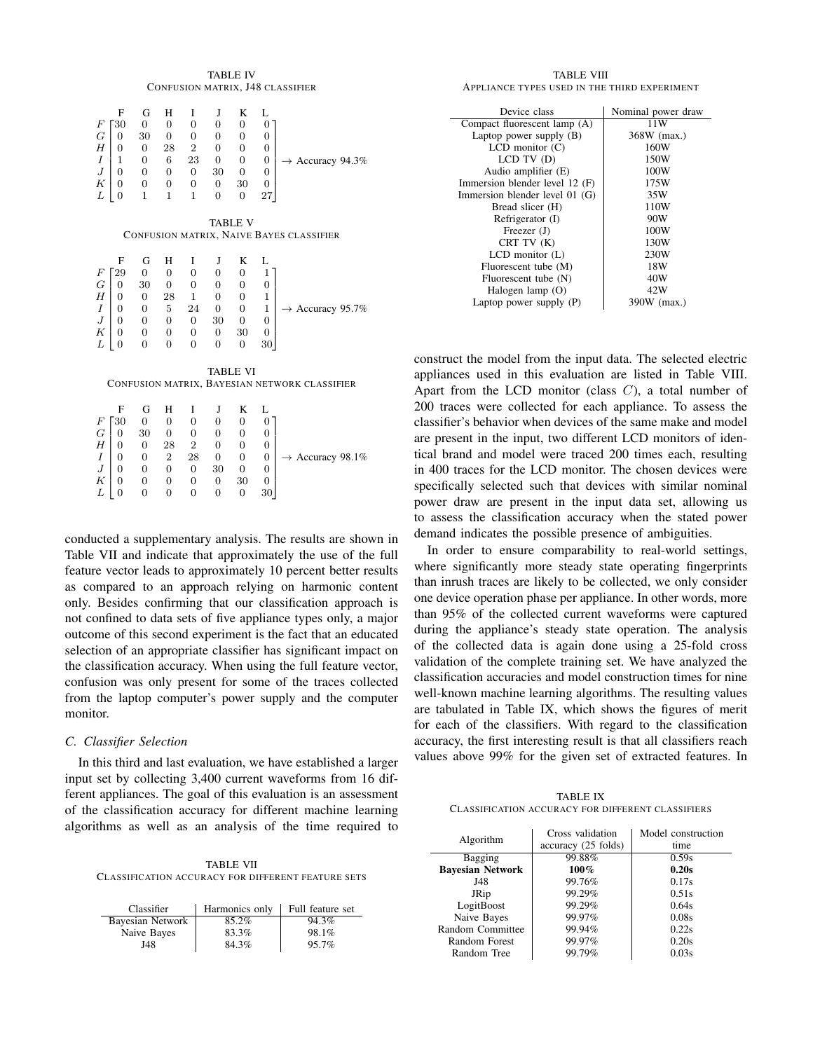TABLE IV
CONFUSION MATRIX, J48 CLASSIFIER

$$
\begin{array}{c|ccccccc}
 & F & G & H & I & J & K & L \\
\hline
F & 30 & 0 & 0 & 0 & 0 & 0 & 0 \\
G & 0 & 30 & 0 & 0 & 0 & 0 & 0 \\
H & 0 & 0 & 28 & 2 & 0 & 0 & 0 \\
I & 1 & 0 & 6 & 23 & 0 & 0 & 0 \\
J & 0 & 0 & 0 & 0 & 30 & 0 & 0 \\
K & 0 & 0 & 0 & 0 & 0 & 30 & 0 \\
L & 0 & 1 & 1 & 1 & 0 & 0 & 27
\end{array}
\rightarrow \text{Accuracy } 94.3\%
$$

TABLE V
CONFUSION MATRIX, NAIVE BAYES CLASSIFIER

$$
\begin{array}{c|ccccccc}
 & F & G & H & I & J & K & L \\
\hline
F & 29 & 0 & 0 & 0 & 0 & 0 & 1 \\
G & 0 & 30 & 0 & 0 & 0 & 0 & 0 \\
H & 0 & 0 & 28 & 1 & 0 & 0 & 1 \\
I & 0 & 0 & 5 & 24 & 0 & 0 & 1 \\
J & 0 & 0 & 0 & 0 & 30 & 0 & 0 \\
K & 0 & 0 & 0 & 0 & 0 & 30 & 0 \\
L & 0 & 0 & 0 & 0 & 0 & 0 & 30
\end{array}
\rightarrow \text{Accuracy } 95.7\%
$$

TABLE VI
CONFUSION MATRIX, BAYESIAN NETWORK CLASSIFIER

$$
\begin{array}{c|ccccccc}
 & F & G & H & I & J & K & L \\
\hline
F & 30 & 0 & 0 & 0 & 0 & 0 & 0 \\
G & 0 & 30 & 0 & 0 & 0 & 0 & 0 \\
H & 0 & 0 & 28 & 2 & 0 & 0 & 0 \\
I & 0 & 0 & 2 & 28 & 0 & 0 & 0 \\
J & 0 & 0 & 0 & 0 & 30 & 0 & 0 \\
K & 0 & 0 & 0 & 0 & 0 & 30 & 0 \\
L & 0 & 0 & 0 & 0 & 0 & 0 & 30
\end{array}
\rightarrow \text{Accuracy } 98.1\%
$$

conducted a supplementary analysis. The results are shown in Table VII and indicate that approximately the use of the full feature vector leads to approximately 10 percent better results as compared to an approach relying on harmonic content only. Besides confirming that our classification approach is not confined to data sets of five appliance types only, a major outcome of this second experiment is the fact that an educated selection of an appropriate classifier has significant impact on the classification accuracy. When using the full feature vector, confusion was only present for some of the traces collected from the laptop computer's power supply and the computer monitor.

### C. Classifier Selection

In this third and last evaluation, we have established a larger input set by collecting 3,400 current waveforms from 16 different appliances. The goal of this evaluation is an assessment of the classification accuracy for different machine learning algorithms as well as an analysis of the time required to construct the model from the input data. The selected electric appliances used in this evaluation are listed in Table VIII. Apart from the LCD monitor (class $C$), a total number of 200 traces were collected for each appliance. To assess the classifier's behavior when devices of the same make and model are present in the input, two different LCD monitors of identical brand and model were traced 200 times each, resulting in 400 traces for the LCD monitor. The chosen devices were specifically selected such that devices with similar nominal power draw are present in the input data set, allowing us to assess the classification accuracy when the stated power demand indicates the possible presence of ambiguities.

TABLE VII
CLASSIFICATION ACCURACY FOR DIFFERENT FEATURE SETS

| Classifier | Harmonics only | Full feature set |
|---|---|---|
| Bayesian Network | 85.2% | 94.3% |
| Naive Bayes | 83.3% | 98.1% |
| J48 | 84.3% | 95.7% |

TABLE VIII
APPLIANCE TYPES USED IN THE THIRD EXPERIMENT

| Device class | Nominal power draw |
|---|---|
| Compact fluorescent lamp (A) | 11W |
| Laptop power supply (B) | 368W (max.) |
| LCD monitor (C) | 160W |
| LCD TV (D) | 150W |
| Audio amplifier (E) | 100W |
| Immersion blender level 12 (F) | 175W |
| Immersion blender level 01 (G) | 35W |
| Bread slicer (H) | 110W |
| Refrigerator (I) | 90W |
| Freezer (J) | 100W |
| CRT TV (K) | 130W |
| LCD monitor (L) | 230W |
| Fluorescent tube (M) | 18W |
| Fluorescent tube (N) | 40W |
| Halogen lamp (O) | 42W |
| Laptop power supply (P) | 390W (max.) |

In order to ensure comparability to real-world settings, where significantly more steady state operating fingerprints than inrush traces are likely to be collected, we only consider one device operation phase per appliance. In other words, more than 95% of the collected current waveforms were captured during the appliance's steady state operation. The analysis of the collected data is again done using a 25-fold cross validation of the complete training set. We have analyzed the classification accuracies and model construction times for nine well-known machine learning algorithms. The resulting values are tabulated in Table IX, which shows the figures of merit for each of the classifiers. With regard to the classification accuracy, the first interesting result is that all classifiers reach values above 99% for the given set of extracted features. In

TABLE IX
CLASSIFICATION ACCURACY FOR DIFFERENT CLASSIFIERS

| Algorithm | Cross validation accuracy (25 folds) | Model construction time |
|---|---|---|
| Bagging | 99.88% | 0.59s |
| **Bayesian Network** | **100%** | **0.20s** |
| J48 | 99.76% | 0.17s |
| JRip | 99.29% | 0.51s |
| LogitBoost | 99.29% | 0.64s |
| Naive Bayes | 99.97% | 0.08s |
| Random Committee | 99.94% | 0.22s |
| Random Forest | 99.97% | 0.20s |
| Random Tree | 99.79% | 0.03s |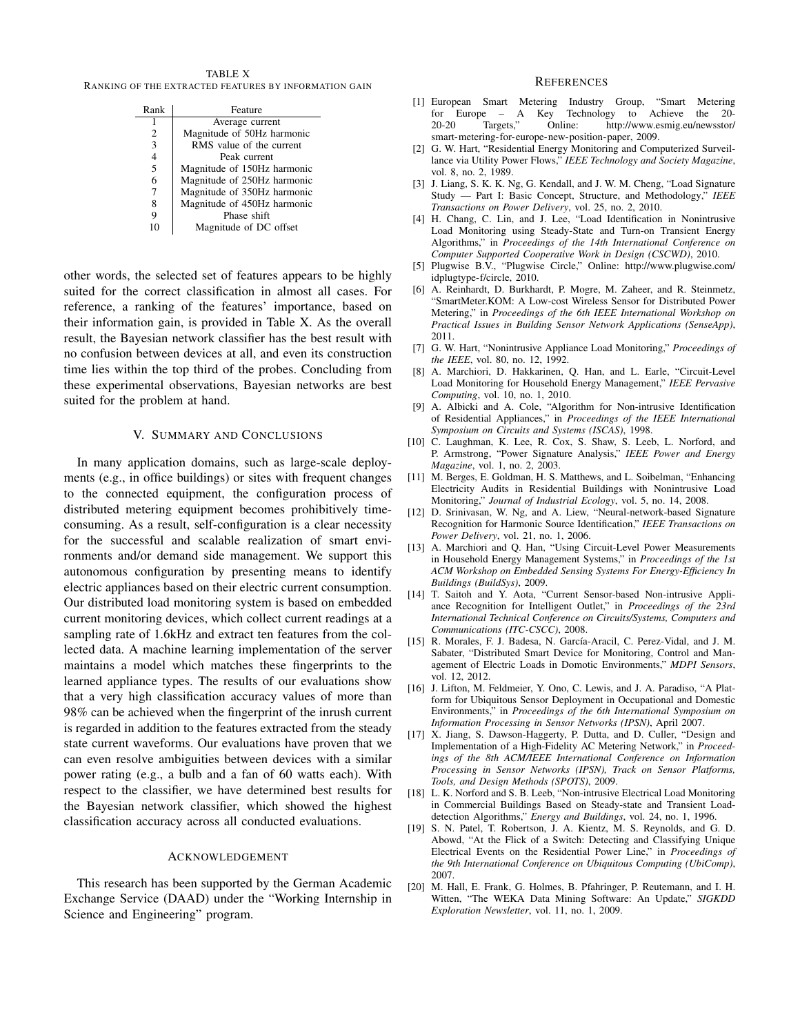TABLE X
RANKING OF THE EXTRACTED FEATURES BY INFORMATION GAIN

| Rank | Feature |
|---|---|
| 1 | Average current |
| 2 | Magnitude of 50Hz harmonic |
| 3 | RMS value of the current |
| 4 | Peak current |
| 5 | Magnitude of 150Hz harmonic |
| 6 | Magnitude of 250Hz harmonic |
| 7 | Magnitude of 350Hz harmonic |
| 8 | Magnitude of 450Hz harmonic |
| 9 | Phase shift |
| 10 | Magnitude of DC offset |

other words, the selected set of features appears to be highly suited for the correct classification in almost all cases. For reference, a ranking of the features' importance, based on their information gain, is provided in Table X. As the overall result, the Bayesian network classifier has the best result with no confusion between devices at all, and even its construction time lies within the top third of the probes. Concluding from these experimental observations, Bayesian networks are best suited for the problem at hand.

## V. Summary and Conclusions

In many application domains, such as large-scale deployments (e.g., in office buildings) or sites with frequent changes to the connected equipment, the configuration process of distributed metering equipment becomes prohibitively time-consuming. As a result, self-configuration is a clear necessity for the successful and scalable realization of smart environments and/or demand side management. We support this autonomous configuration by presenting means to identify electric appliances based on their electric current consumption. Our distributed load monitoring system is based on embedded current monitoring devices, which collect current readings at a sampling rate of 1.6kHz and extract ten features from the collected data. A machine learning implementation of the server maintains a model which matches these fingerprints to the learned appliance types. The results of our evaluations show that a very high classification accuracy values of more than 98% can be achieved when the fingerprint of the inrush current is regarded in addition to the features extracted from the steady state current waveforms. Our evaluations have proven that we can even resolve ambiguities between devices with a similar power rating (e.g., a bulb and a fan of 60 watts each). With respect to the classifier, we have determined best results for the Bayesian network classifier, which showed the highest classification accuracy across all conducted evaluations.

## Acknowledgement

This research has been supported by the German Academic Exchange Service (DAAD) under the "Working Internship in Science and Engineering" program.

## References

[1] European Smart Metering Industry Group, "Smart Metering for Europe – A Key Technology to Achieve the 20-20-20 Targets," Online: http://www.esmig.eu/newsstor/smart-metering-for-europe-new-position-paper, 2009.

[2] G. W. Hart, "Residential Energy Monitoring and Computerized Surveillance via Utility Power Flows," *IEEE Technology and Society Magazine*, vol. 8, no. 2, 1989.

[3] J. Liang, S. K. K. Ng, G. Kendall, and J. W. M. Cheng, "Load Signature Study — Part I: Basic Concept, Structure, and Methodology," *IEEE Transactions on Power Delivery*, vol. 25, no. 2, 2010.

[4] H. Chang, C. Lin, and J. Lee, "Load Identification in Nonintrusive Load Monitoring using Steady-State and Turn-on Transient Energy Algorithms," in *Proceedings of the 14th International Conference on Computer Supported Cooperative Work in Design (CSCWD)*, 2010.

[5] Plugwise B.V., "Plugwise Circle," Online: http://www.plugwise.com/idplugtype-f/circle, 2010.

[6] A. Reinhardt, D. Burkhardt, P. Mogre, M. Zaheer, and R. Steinmetz, "SmartMeter.KOM: A Low-cost Wireless Sensor for Distributed Power Metering," in *Proceedings of the 6th IEEE International Workshop on Practical Issues in Building Sensor Network Applications (SenseApp)*, 2011.

[7] G. W. Hart, "Nonintrusive Appliance Load Monitoring," *Proceedings of the IEEE*, vol. 80, no. 12, 1992.

[8] A. Marchiori, D. Hakkarinen, Q. Han, and L. Earle, "Circuit-Level Load Monitoring for Household Energy Management," *IEEE Pervasive Computing*, vol. 10, no. 1, 2010.

[9] A. Albicki and A. Cole, "Algorithm for Non-intrusive Identification of Residential Appliances," in *Proceedings of the IEEE International Symposium on Circuits and Systems (ISCAS)*, 1998.

[10] C. Laughman, K. Lee, R. Cox, S. Shaw, S. Leeb, L. Norford, and P. Armstrong, "Power Signature Analysis," *IEEE Power and Energy Magazine*, vol. 1, no. 2, 2003.

[11] M. Berges, E. Goldman, H. S. Matthews, and L. Soibelman, "Enhancing Electricity Audits in Residential Buildings with Nonintrusive Load Monitoring," *Journal of Industrial Ecology*, vol. 5, no. 14, 2008.

[12] D. Srinivasan, W. Ng, and A. Liew, "Neural-network-based Signature Recognition for Harmonic Source Identification," *IEEE Transactions on Power Delivery*, vol. 21, no. 1, 2006.

[13] A. Marchiori and Q. Han, "Using Circuit-Level Power Measurements in Household Energy Management Systems," in *Proceedings of the 1st ACM Workshop on Embedded Sensing Systems For Energy-Efficiency In Buildings (BuildSys)*, 2009.

[14] T. Saitoh and Y. Aota, "Current Sensor-based Non-intrusive Appliance Recognition for Intelligent Outlet," in *Proceedings of the 23rd International Technical Conference on Circuits/Systems, Computers and Communications (ITC-CSCC)*, 2008.

[15] R. Morales, F. J. Badesa, N. García-Aracil, C. Perez-Vidal, and J. M. Sabater, "Distributed Smart Device for Monitoring, Control and Management of Electric Loads in Domotic Environments," *MDPI Sensors*, vol. 12, 2012.

[16] J. Lifton, M. Feldmeier, Y. Ono, C. Lewis, and J. A. Paradiso, "A Platform for Ubiquitous Sensor Deployment in Occupational and Domestic Environments," in *Proceedings of the 6th International Symposium on Information Processing in Sensor Networks (IPSN)*, April 2007.

[17] X. Jiang, S. Dawson-Haggerty, P. Dutta, and D. Culler, "Design and Implementation of a High-Fidelity AC Metering Network," in *Proceedings of the 8th ACM/IEEE International Conference on Information Processing in Sensor Networks (IPSN), Track on Sensor Platforms, Tools, and Design Methods (SPOTS)*, 2009.

[18] L. K. Norford and S. B. Leeb, "Non-intrusive Electrical Load Monitoring in Commercial Buildings Based on Steady-state and Transient Load-detection Algorithms," *Energy and Buildings*, vol. 24, no. 1, 1996.

[19] S. N. Patel, T. Robertson, J. A. Kientz, M. S. Reynolds, and G. D. Abowd, "At the Flick of a Switch: Detecting and Classifying Unique Electrical Events on the Residential Power Line," in *Proceedings of the 9th International Conference on Ubiquitous Computing (UbiComp)*, 2007.

[20] M. Hall, E. Frank, G. Holmes, B. Pfahringer, P. Reutemann, and I. H. Witten, "The WEKA Data Mining Software: An Update," *SIGKDD Exploration Newsletter*, vol. 11, no. 1, 2009.